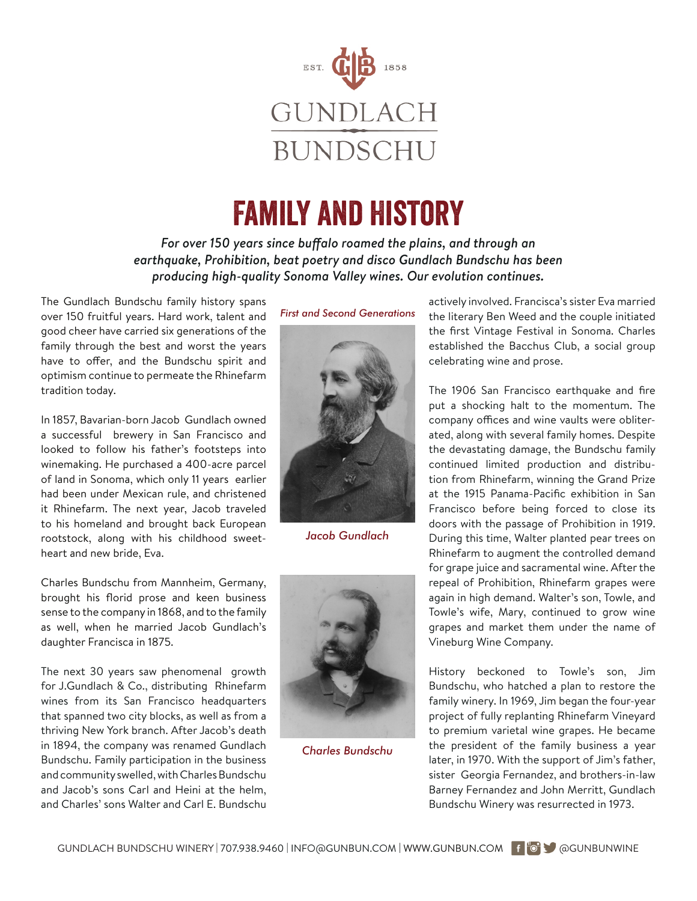EST. 1858

# GUNDLACH BUNDSCHU

## FAMILY AND HISTORY

*For over 150 years since buffalo roamed the plains, and through an earthquake, Prohibition, beat poetry and disco Gundlach Bundschu has been producing high-quality Sonoma Valley wines. Our evolution continues.*

The Gundlach Bundschu family history spans over 150 fruitful years. Hard work, talent and good cheer have carried six generations of the family through the best and worst the years have to offer, and the Bundschu spirit and optimism continue to permeate the Rhinefarm tradition today.

In 1857, Bavarian-born Jacob Gundlach owned a successful brewery in San Francisco and looked to follow his father's footsteps into winemaking. He purchased a 400-acre parcel of land in Sonoma, which only 11 years earlier had been under Mexican rule, and christened it Rhinefarm. The next year, Jacob traveled to his homeland and brought back European rootstock, along with his childhood sweetheart and new bride, Eva.

Charles Bundschu from Mannheim, Germany, brought his florid prose and keen business sense to the company in 1868, and to the family as well, when he married Jacob Gundlach's daughter Francisca in 1875.

The next 30 years saw phenomenal growth for J.Gundlach & Co., distributing Rhinefarm wines from its San Francisco headquarters that spanned two city blocks, as well as from a thriving New York branch. After Jacob's death in 1894, the company was renamed Gundlach Bundschu. Family participation in the business and community swelled, with Charles Bundschu and Jacob's sons Carl and Heini at the helm, and Charles' sons Walter and Carl E. Bundschu actively involved. Francisca's sister Eva married the literary Ben Weed and the couple initiated the first Vintage Festival in Sonoma. Charles established the Bacchus Club, a social group celebrating wine and prose.

*First and Second Generations*

*Jacob Gundlach*

*Charles Bundschu*

The 1906 San Francisco earthquake and fire put a shocking halt to the momentum. The company offices and wine vaults were obliterated, along with several family homes. Despite the devastating damage, the Bundschu family continued limited production and distribution from Rhinefarm, winning the Grand Prize at the 1915 Panama-Pacific exhibition in San Francisco before being forced to close its doors with the passage of Prohibition in 1919. During this time, Walter planted pear trees on Rhinefarm to augment the controlled demand for grape juice and sacramental wine. After the repeal of Prohibition, Rhinefarm grapes were again in high demand. Walter's son, Towle, and Towle's wife, Mary, continued to grow wine grapes and market them under the name of Vineburg Wine Company.

History beckoned to Towle's son, Jim Bundschu, who hatched a plan to restore the family winery. In 1969, Jim began the four-year project of fully replanting Rhinefarm Vineyard to premium varietal wine grapes. He became the president of the family business a year later, in 1970. With the support of Jim's father, sister Georgia Fernandez, and brothers-in-law Barney Fernandez and John Merritt, Gundlach Bundschu Winery was resurrected in 1973.

GUNDLACH BUNDSCHU WINERY | 707.938.9460 | INFO@GUNBUN.COM | WWW.GUNBUN.COM @GUNBUNWINE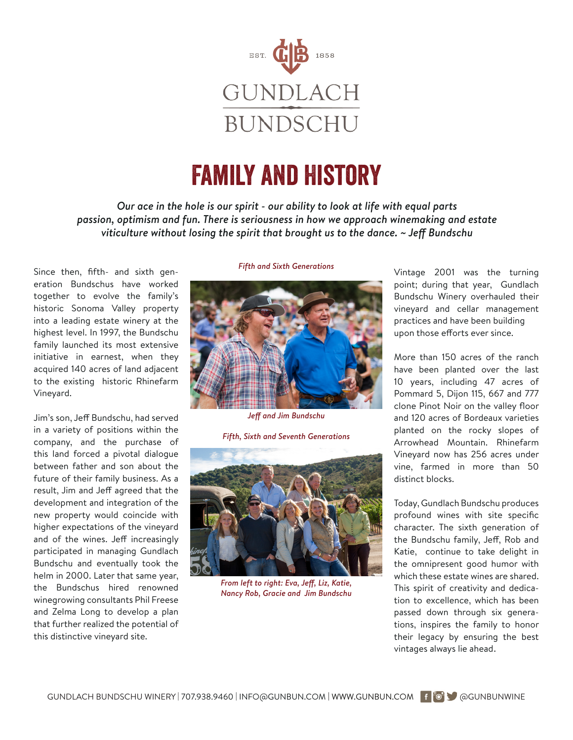EST. 1858

GUNDLACH BUNDSCHU

# FAMILY AND HISTORY

*Our ace in the hole is our spirit - our ability to look at life with equal parts passion, optimism and fun. There is seriousness in how we approach winemaking and estate viticulture without losing the spirit that brought us to the dance. ~ Jeff Bundschu*

Since then, fifth- and sixth generation Bundschus have worked together to evolve the family's historic Sonoma Valley property into a leading estate winery at the highest level. In 1997, the Bundschu family launched its most extensive initiative in earnest, when they acquired 140 acres of land adjacent to the existing historic Rhinefarm Vineyard.

Jim's son, Jeff Bundschu, had served in a variety of positions within the company, and the purchase of this land forced a pivotal dialogue between father and son about the future of their family business. As a result, Jim and Jeff agreed that the development and integration of the new property would coincide with higher expectations of the vineyard and of the wines. Jeff increasingly participated in managing Gundlach Bundschu and eventually took the helm in 2000. Later that same year, the Bundschus hired renowned winegrowing consultants Phil Freese and Zelma Long to develop a plan that further realized the potential of this distinctive vineyard site.

*Fifth and Sixth Generations*

*Jeff and Jim Bundschu*

*Fifth, Sixth and Seventh Generations*

*From left to right: Eva, Jeff, Liz, Katie, Nancy Rob, Gracie and Jim Bundschu*

Vintage 2001 was the turning point; during that year, Gundlach Bundschu Winery overhauled their vineyard and cellar management practices and have been building upon those efforts ever since.

More than 150 acres of the ranch have been planted over the last 10 years, including 47 acres of Pommard 5, Dijon 115, 667 and 777 clone Pinot Noir on the valley floor and 120 acres of Bordeaux varieties planted on the rocky slopes of Arrowhead Mountain. Rhinefarm Vineyard now has 256 acres under vine, farmed in more than 50 distinct blocks.

Today, Gundlach Bundschu produces profound wines with site specific character. The sixth generation of the Bundschu family, Jeff, Rob and Katie, continue to take delight in the omnipresent good humor with which these estate wines are shared. This spirit of creativity and dedication to excellence, which has been passed down through six generations, inspires the family to honor their legacy by ensuring the best vintages always lie ahead.

GUNDLACH BUNDSCHU WINERY | 707.938.9460 | INFO@GUNBUN.COM | WWW.GUNBUN.COM @GUNBUNWINE